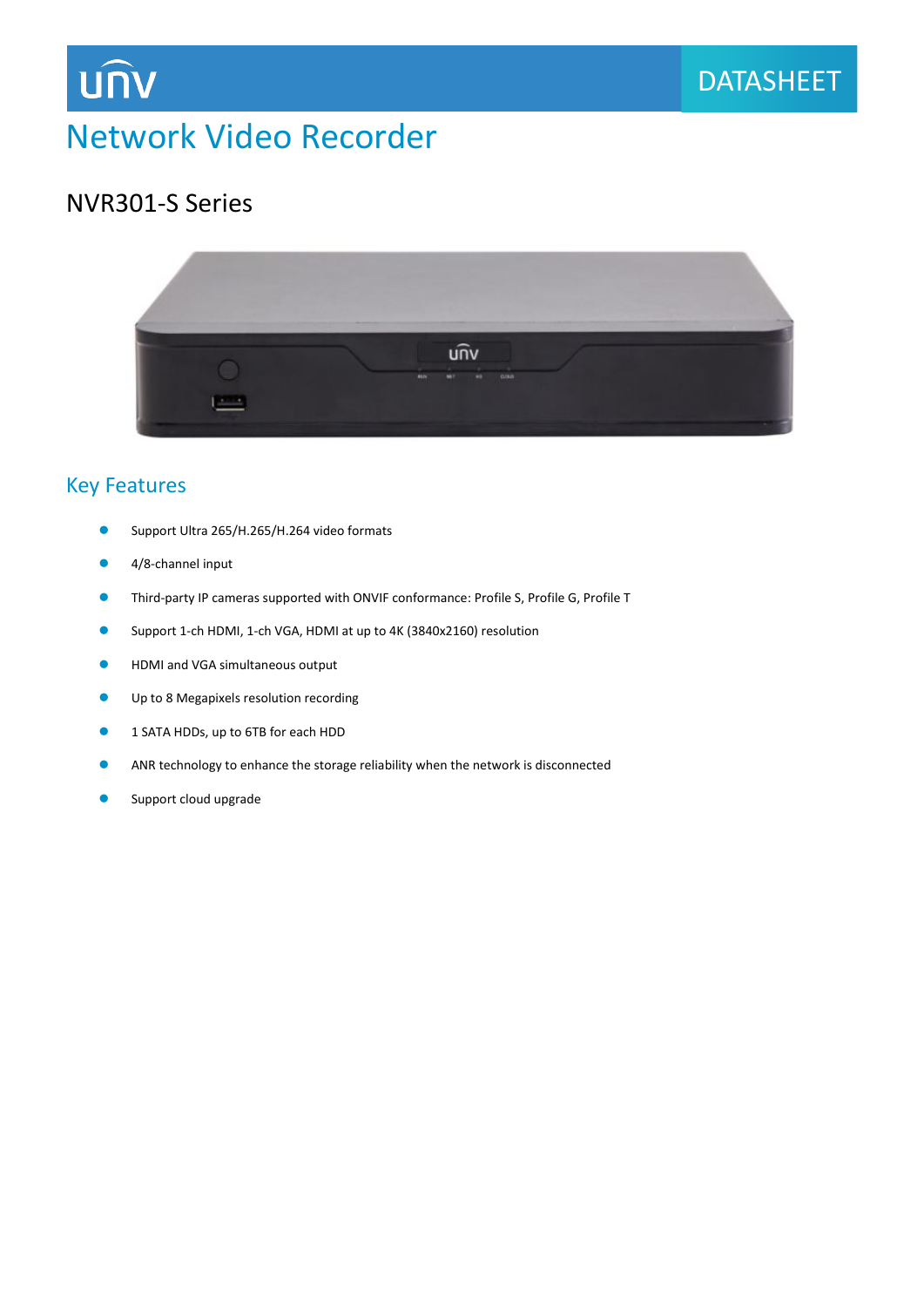# Network Video Recorder

## NVR301-S Series

### Key Features

- Support Ultra 265/H.265/H.264 video formats
- 4/8-channel input
- Third-party IP cameras supported with ONVIF conformance: Profile S, Profile G, Profile T
- Support 1-ch HDMI, 1-ch VGA, HDMI at up to 4K (3840x2160) resolution
- HDMI and VGA simultaneous output
- Up to 8 Megapixels resolution recording
- 1 SATA HDDs, up to 6TB for each HDD
- ANR technology to enhance the storage reliability when the network is disconnected
- Support cloud upgrade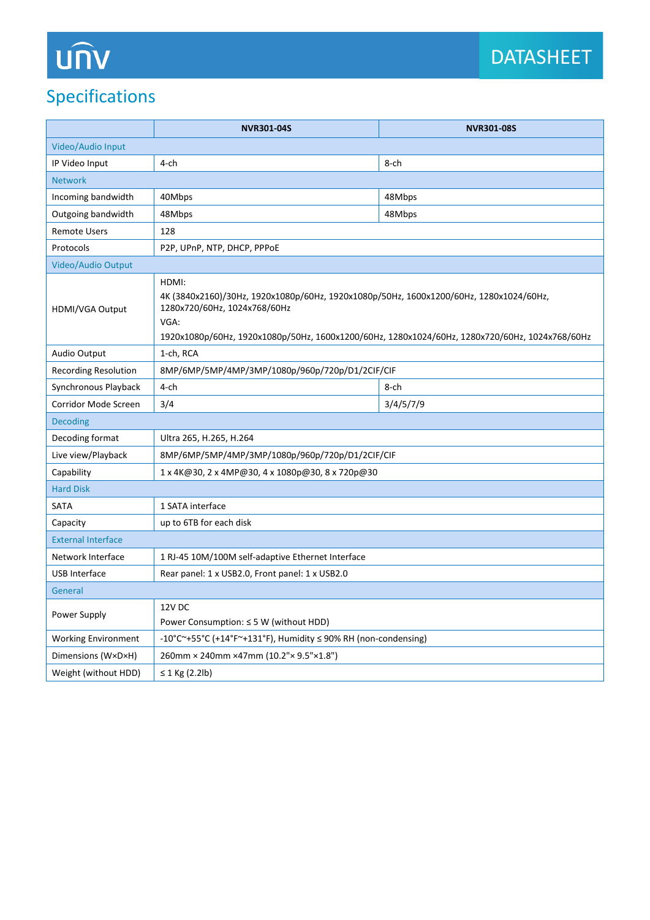## Specifications

| | NVR301-04S | NVR301-08S |
|---|---|---|
| Video/Audio Input | | |
| IP Video Input | 4-ch | 8-ch |
| Network | | |
| Incoming bandwidth | 40Mbps | 48Mbps |
| Outgoing bandwidth | 48Mbps | 48Mbps |
| Remote Users | 128 | |
| Protocols | P2P, UPnP, NTP, DHCP, PPPoE | |
| Video/Audio Output | | |
| HDMI/VGA Output | HDMI:<br>4K (3840x2160)/30Hz, 1920x1080p/60Hz, 1920x1080p/50Hz, 1600x1200/60Hz, 1280x1024/60Hz, 1280x720/60Hz, 1024x768/60Hz<br>VGA:<br>1920x1080p/60Hz, 1920x1080p/50Hz, 1600x1200/60Hz, 1280x1024/60Hz, 1280x720/60Hz, 1024x768/60Hz | |
| Audio Output | 1-ch, RCA | |
| Recording Resolution | 8MP/6MP/5MP/4MP/3MP/1080p/960p/720p/D1/2CIF/CIF | |
| Synchronous Playback | 4-ch | 8-ch |
| Corridor Mode Screen | 3/4 | 3/4/5/7/9 |
| Decoding | | |
| Decoding format | Ultra 265, H.265, H.264 | |
| Live view/Playback | 8MP/6MP/5MP/4MP/3MP/1080p/960p/720p/D1/2CIF/CIF | |
| Capability | 1 x 4K@30, 2 x 4MP@30, 4 x 1080p@30, 8 x 720p@30 | |
| Hard Disk | | |
| SATA | 1 SATA interface | |
| Capacity | up to 6TB for each disk | |
| External Interface | | |
| Network Interface | 1 RJ-45 10M/100M self-adaptive Ethernet Interface | |
| USB Interface | Rear panel: 1 x USB2.0, Front panel: 1 x USB2.0 | |
| General | | |
| Power Supply | 12V DC<br>Power Consumption: ≤ 5 W (without HDD) | |
| Working Environment | -10°C~+55°C (+14°F~+131°F), Humidity ≤ 90% RH (non-condensing) | |
| Dimensions (W×D×H) | 260mm × 240mm ×47mm (10.2"× 9.5"×1.8") | |
| Weight (without HDD) | ≤ 1 Kg (2.2lb) | |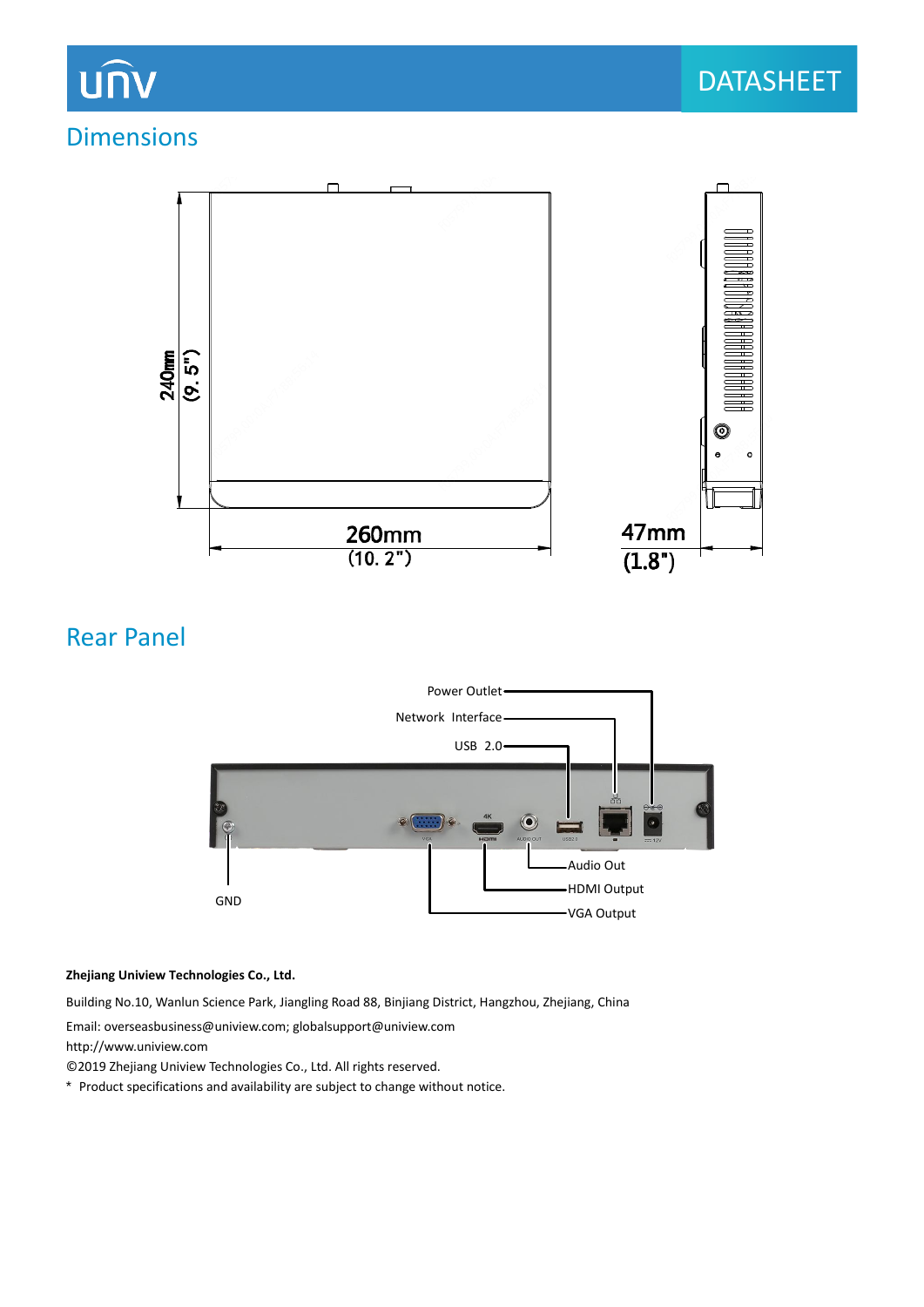## Dimensions

240mm
(9.5")

260mm
(10.2")

47mm
(1.8")

## Rear Panel

Power Outlet

Network Interface

USB 2.0

GND

Audio Out

HDMI Output

VGA Output

**Zhejiang Uniview Technologies Co., Ltd.**

Building No.10, Wanlun Science Park, Jiangling Road 88, Binjiang District, Hangzhou, Zhejiang, China

Email: overseasbusiness@uniview.com; globalsupport@uniview.com

http://www.uniview.com

©2019 Zhejiang Uniview Technologies Co., Ltd. All rights reserved.

* Product specifications and availability are subject to change without notice.